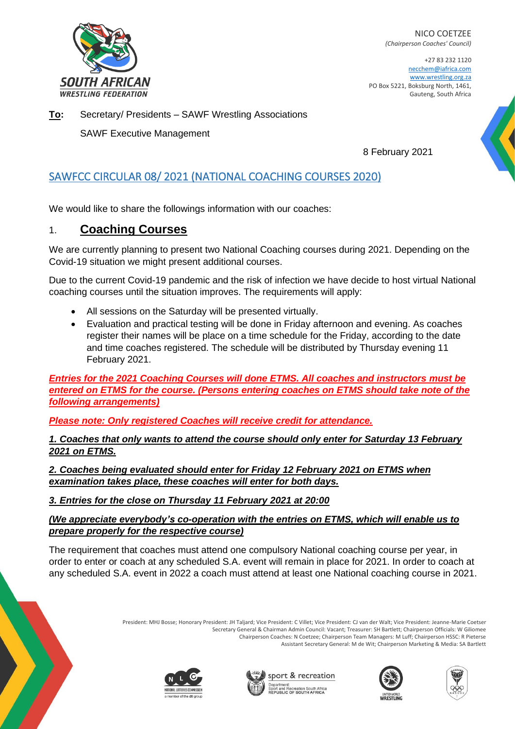NICO COETZEE
*(Chairperson Coaches' Council)*

+27 83 232 1120
necchem@iafrica.com
www.wrestling.org.za
PO Box 5221, Boksburg North, 1461,
Gauteng, South Africa

**To:** Secretary/ Presidents – SAWF Wrestling Associations

SAWF Executive Management

8 February 2021

## SAWFCC CIRCULAR 08/ 2021 (NATIONAL COACHING COURSES 2020)

We would like to share the followings information with our coaches:

## 1. Coaching Courses

We are currently planning to present two National Coaching courses during 2021. Depending on the Covid-19 situation we might present additional courses.

Due to the current Covid-19 pandemic and the risk of infection we have decide to host virtual National coaching courses until the situation improves. The requirements will apply:

- All sessions on the Saturday will be presented virtually.
- Evaluation and practical testing will be done in Friday afternoon and evening. As coaches register their names will be place on a time schedule for the Friday, according to the date and time coaches registered. The schedule will be distributed by Thursday evening 11 February 2021.

***Entries for the 2021 Coaching Courses will done ETMS. All coaches and instructors must be entered on ETMS for the course. (Persons entering coaches on ETMS should take note of the following arrangements)***

***Please note: Only registered Coaches will receive credit for attendance.***

***1. Coaches that only wants to attend the course should only enter for Saturday 13 February 2021 on ETMS.***

***2. Coaches being evaluated should enter for Friday 12 February 2021 on ETMS when examination takes place, these coaches will enter for both days.***

***3. Entries for the close on Thursday 11 February 2021 at 20:00***

***(We appreciate everybody's co-operation with the entries on ETMS, which will enable us to prepare properly for the respective course)***

The requirement that coaches must attend one compulsory National coaching course per year, in order to enter or coach at any scheduled S.A. event will remain in place for 2021. In order to coach at any scheduled S.A. event in 2022 a coach must attend at least one National coaching course in 2021.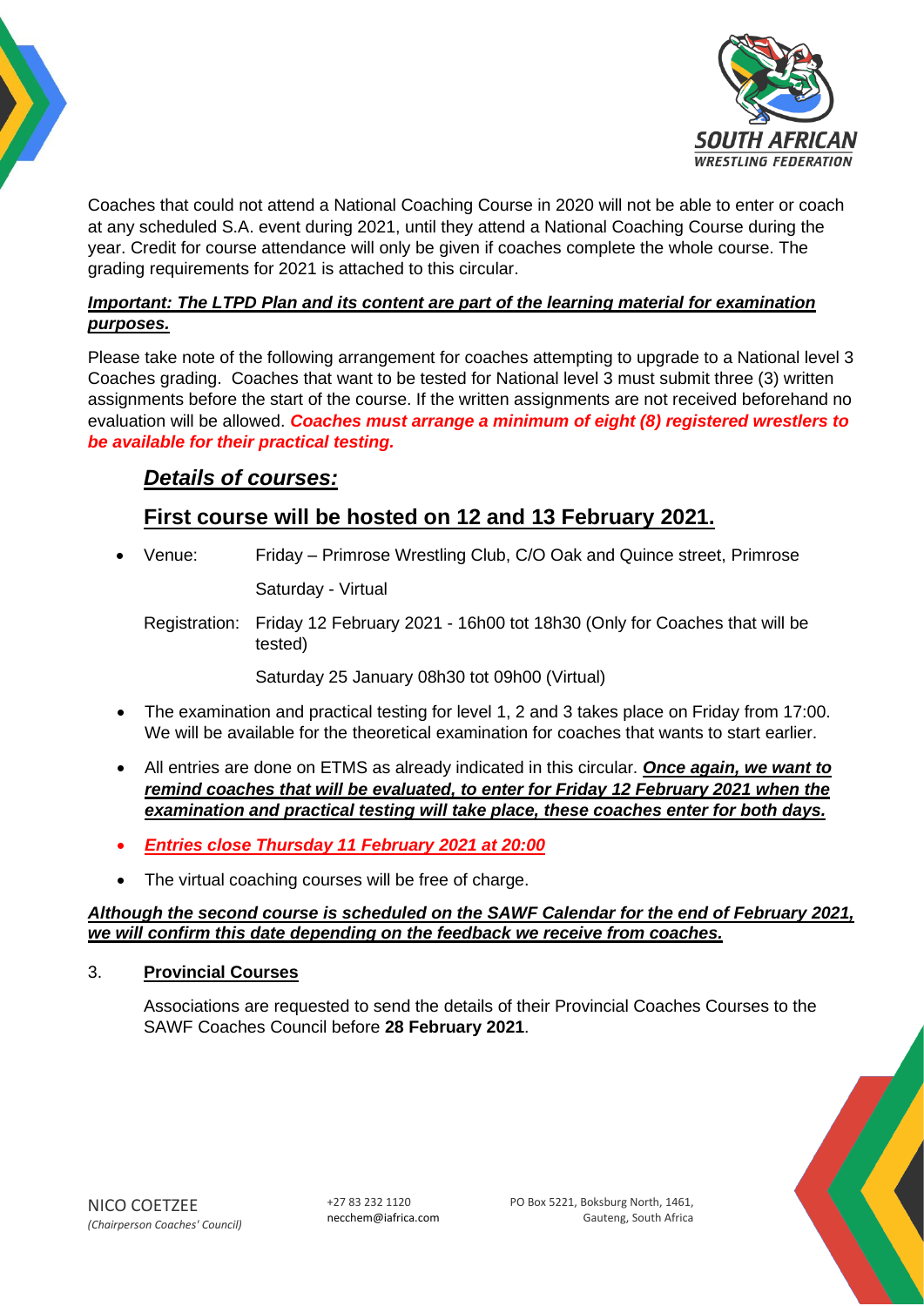Coaches that could not attend a National Coaching Course in 2020 will not be able to enter or coach at any scheduled S.A. event during 2021, until they attend a National Coaching Course during the year. Credit for course attendance will only be given if coaches complete the whole course. The grading requirements for 2021 is attached to this circular.

***Important: The LTPD Plan and its content are part of the learning material for examination purposes.***

Please take note of the following arrangement for coaches attempting to upgrade to a National level 3 Coaches grading. Coaches that want to be tested for National level 3 must submit three (3) written assignments before the start of the course. If the written assignments are not received beforehand no evaluation will be allowed. ***Coaches must arrange a minimum of eight (8) registered wrestlers to be available for their practical testing.***

## *Details of courses:*

## First course will be hosted on 12 and 13 February 2021.

- Venue: Friday – Primrose Wrestling Club, C/O Oak and Quince street, Primrose

  Saturday - Virtual

  Registration: Friday 12 February 2021 - 16h00 tot 18h30 (Only for Coaches that will be tested)

  Saturday 25 January 08h30 tot 09h00 (Virtual)

- The examination and practical testing for level 1, 2 and 3 takes place on Friday from 17:00. We will be available for the theoretical examination for coaches that wants to start earlier.
- All entries are done on ETMS as already indicated in this circular. ***Once again, we want to remind coaches that will be evaluated, to enter for Friday 12 February 2021 when the examination and practical testing will take place, these coaches enter for both days.***
- ***Entries close Thursday 11 February 2021 at 20:00***
- The virtual coaching courses will be free of charge.

***Although the second course is scheduled on the SAWF Calendar for the end of February 2021, we will confirm this date depending on the feedback we receive from coaches.***

3. **Provincial Courses**

   Associations are requested to send the details of their Provincial Coaches Courses to the SAWF Coaches Council before **28 February 2021**.

NICO COETZEE
*(Chairperson Coaches' Council)*

+27 83 232 1120
necchem@iafrica.com

PO Box 5221, Boksburg North, 1461,
Gauteng, South Africa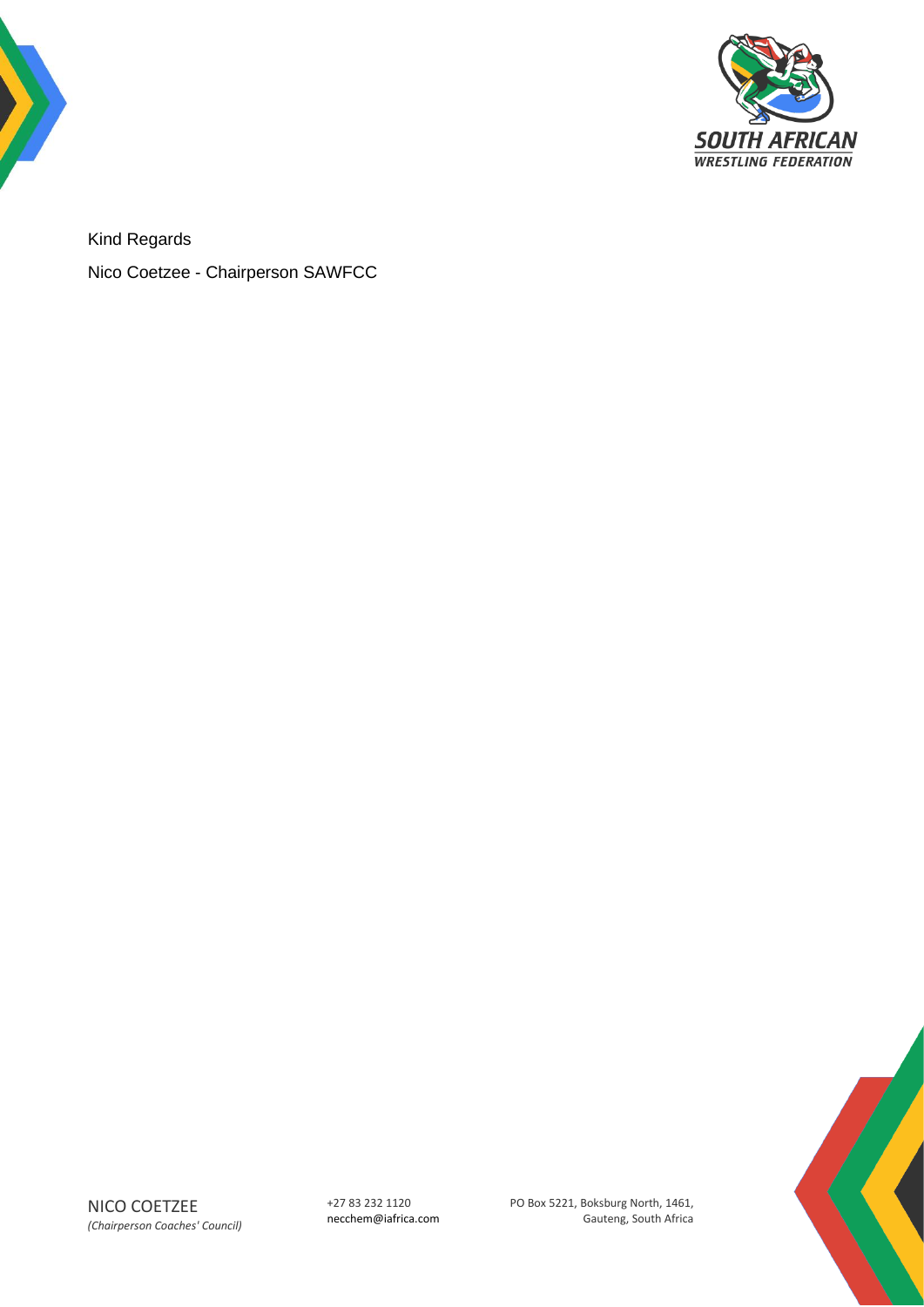Kind Regards

Nico Coetzee - Chairperson SAWFCC